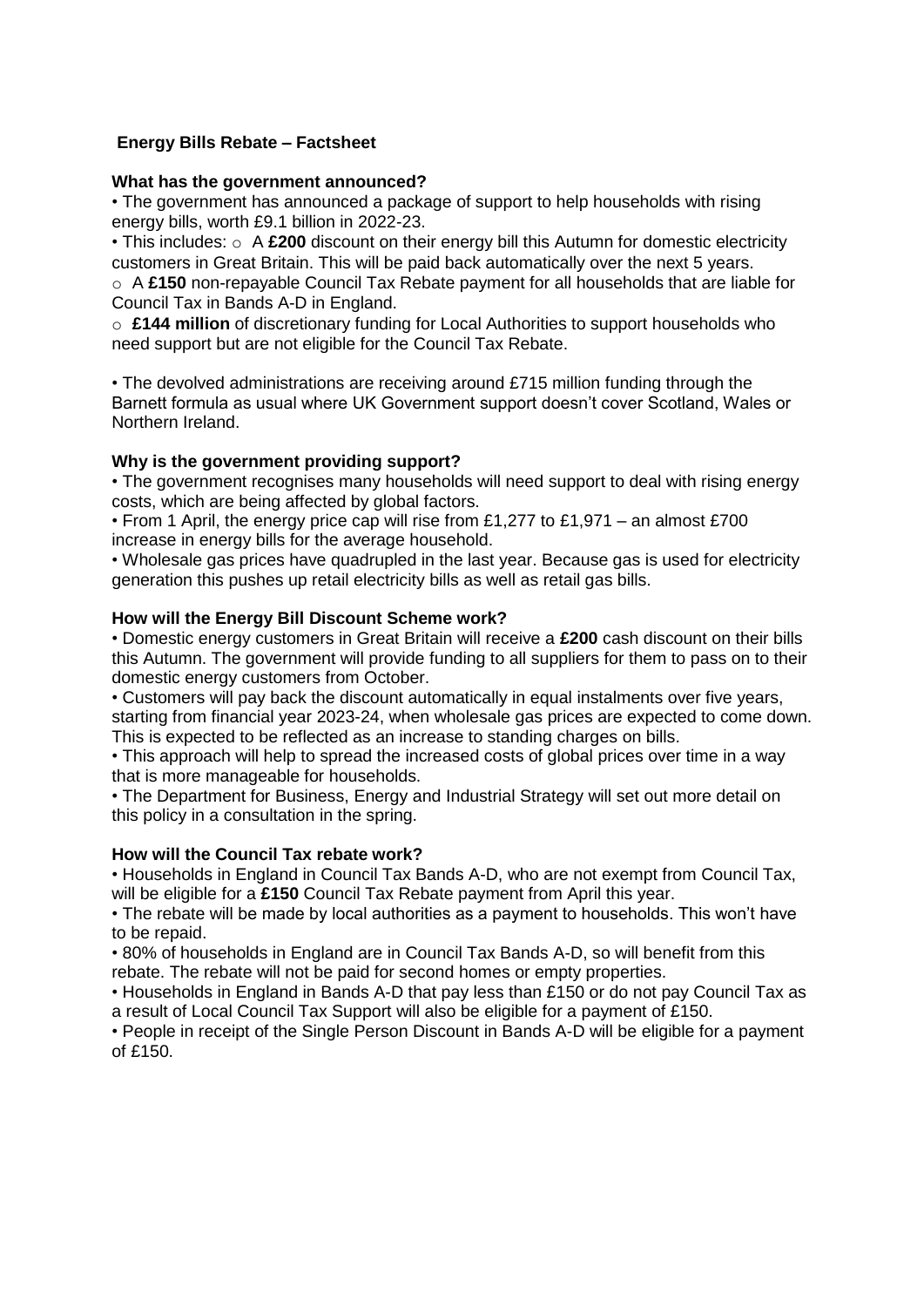## Energy Bills Rebate – Factsheet

### What has the government announced?

- The government has announced a package of support to help households with rising energy bills, worth £9.1 billion in 2022-23.
- This includes:
  - A **£200** discount on their energy bill this Autumn for domestic electricity customers in Great Britain. This will be paid back automatically over the next 5 years.
  - A **£150** non-repayable Council Tax Rebate payment for all households that are liable for Council Tax in Bands A-D in England.
  - **£144 million** of discretionary funding for Local Authorities to support households who need support but are not eligible for the Council Tax Rebate.

- The devolved administrations are receiving around £715 million funding through the Barnett formula as usual where UK Government support doesn't cover Scotland, Wales or Northern Ireland.

### Why is the government providing support?

- The government recognises many households will need support to deal with rising energy costs, which are being affected by global factors.
- From 1 April, the energy price cap will rise from £1,277 to £1,971 – an almost £700 increase in energy bills for the average household.
- Wholesale gas prices have quadrupled in the last year. Because gas is used for electricity generation this pushes up retail electricity bills as well as retail gas bills.

### How will the Energy Bill Discount Scheme work?

- Domestic energy customers in Great Britain will receive a **£200** cash discount on their bills this Autumn. The government will provide funding to all suppliers for them to pass on to their domestic energy customers from October.
- Customers will pay back the discount automatically in equal instalments over five years, starting from financial year 2023-24, when wholesale gas prices are expected to come down. This is expected to be reflected as an increase to standing charges on bills.
- This approach will help to spread the increased costs of global prices over time in a way that is more manageable for households.
- The Department for Business, Energy and Industrial Strategy will set out more detail on this policy in a consultation in the spring.

### How will the Council Tax rebate work?

- Households in England in Council Tax Bands A-D, who are not exempt from Council Tax, will be eligible for a **£150** Council Tax Rebate payment from April this year.
- The rebate will be made by local authorities as a payment to households. This won't have to be repaid.
- 80% of households in England are in Council Tax Bands A-D, so will benefit from this rebate. The rebate will not be paid for second homes or empty properties.
- Households in England in Bands A-D that pay less than £150 or do not pay Council Tax as a result of Local Council Tax Support will also be eligible for a payment of £150.
- People in receipt of the Single Person Discount in Bands A-D will be eligible for a payment of £150.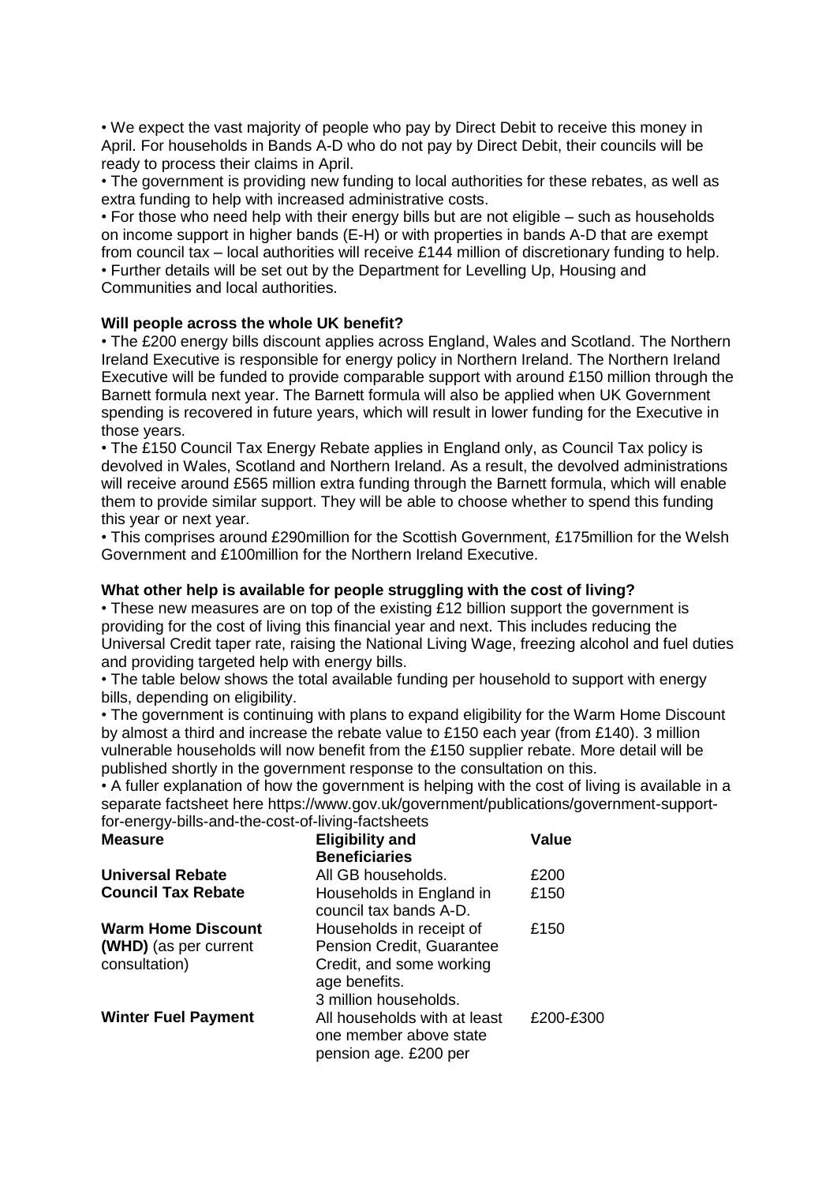• We expect the vast majority of people who pay by Direct Debit to receive this money in April. For households in Bands A-D who do not pay by Direct Debit, their councils will be ready to process their claims in April.
• The government is providing new funding to local authorities for these rebates, as well as extra funding to help with increased administrative costs.
• For those who need help with their energy bills but are not eligible – such as households on income support in higher bands (E-H) or with properties in bands A-D that are exempt from council tax – local authorities will receive £144 million of discretionary funding to help.
• Further details will be set out by the Department for Levelling Up, Housing and Communities and local authorities.

**Will people across the whole UK benefit?**

• The £200 energy bills discount applies across England, Wales and Scotland. The Northern Ireland Executive is responsible for energy policy in Northern Ireland. The Northern Ireland Executive will be funded to provide comparable support with around £150 million through the Barnett formula next year. The Barnett formula will also be applied when UK Government spending is recovered in future years, which will result in lower funding for the Executive in those years.
• The £150 Council Tax Energy Rebate applies in England only, as Council Tax policy is devolved in Wales, Scotland and Northern Ireland. As a result, the devolved administrations will receive around £565 million extra funding through the Barnett formula, which will enable them to provide similar support. They will be able to choose whether to spend this funding this year or next year.
• This comprises around £290million for the Scottish Government, £175million for the Welsh Government and £100million for the Northern Ireland Executive.

**What other help is available for people struggling with the cost of living?**

• These new measures are on top of the existing £12 billion support the government is providing for the cost of living this financial year and next. This includes reducing the Universal Credit taper rate, raising the National Living Wage, freezing alcohol and fuel duties and providing targeted help with energy bills.
• The table below shows the total available funding per household to support with energy bills, depending on eligibility.
• The government is continuing with plans to expand eligibility for the Warm Home Discount by almost a third and increase the rebate value to £150 each year (from £140). 3 million vulnerable households will now benefit from the £150 supplier rebate. More detail will be published shortly in the government response to the consultation on this.
• A fuller explanation of how the government is helping with the cost of living is available in a separate factsheet here https://www.gov.uk/government/publications/government-support-for-energy-bills-and-the-cost-of-living-factsheets

| Measure | Eligibility and Beneficiaries | Value |
|---|---|---|
| **Universal Rebate** | All GB households. | £200 |
| **Council Tax Rebate** | Households in England in council tax bands A-D. | £150 |
| **Warm Home Discount (WHD)** (as per current consultation) | Households in receipt of Pension Credit, Guarantee Credit, and some working age benefits. 3 million households. | £150 |
| **Winter Fuel Payment** | All households with at least one member above state pension age. £200 per | £200-£300 |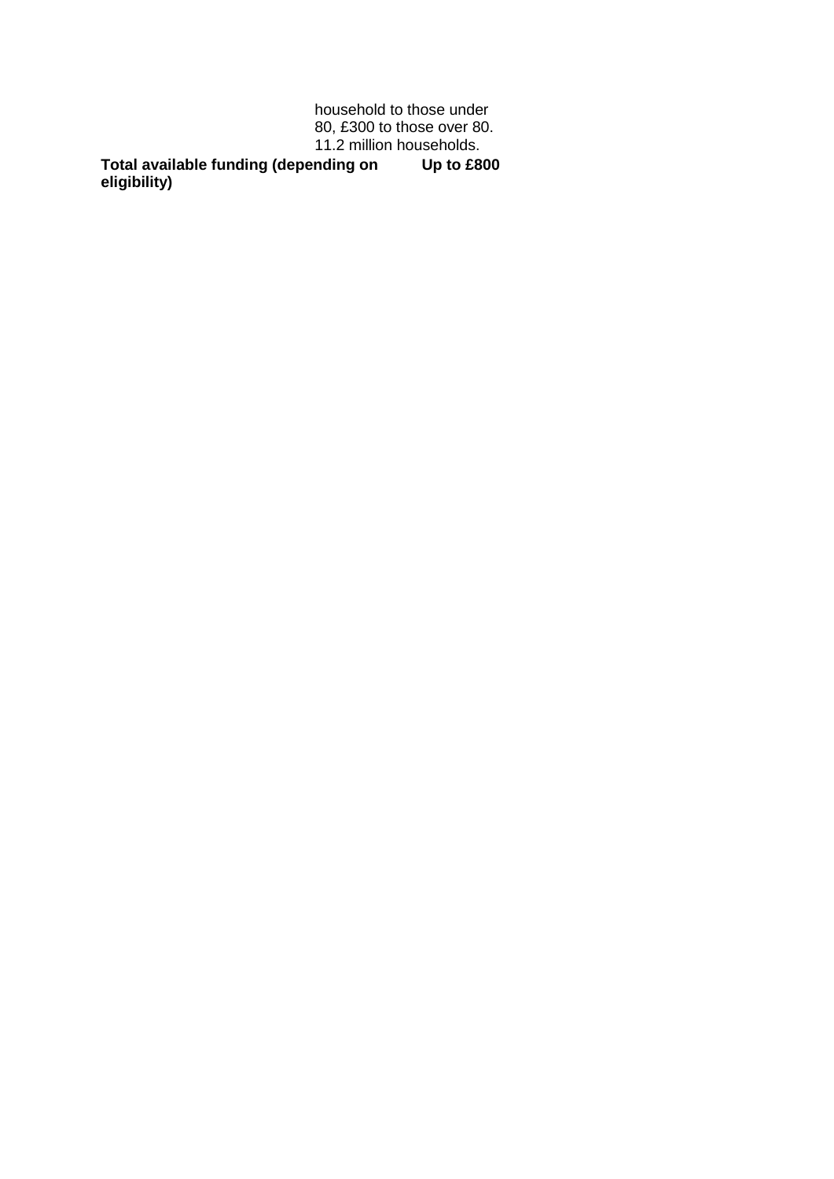| | |
|---|---|
| | household to those under 80, £300 to those over 80. 11.2 million households. |
| **Total available funding (depending on eligibility)** | **Up to £800** |